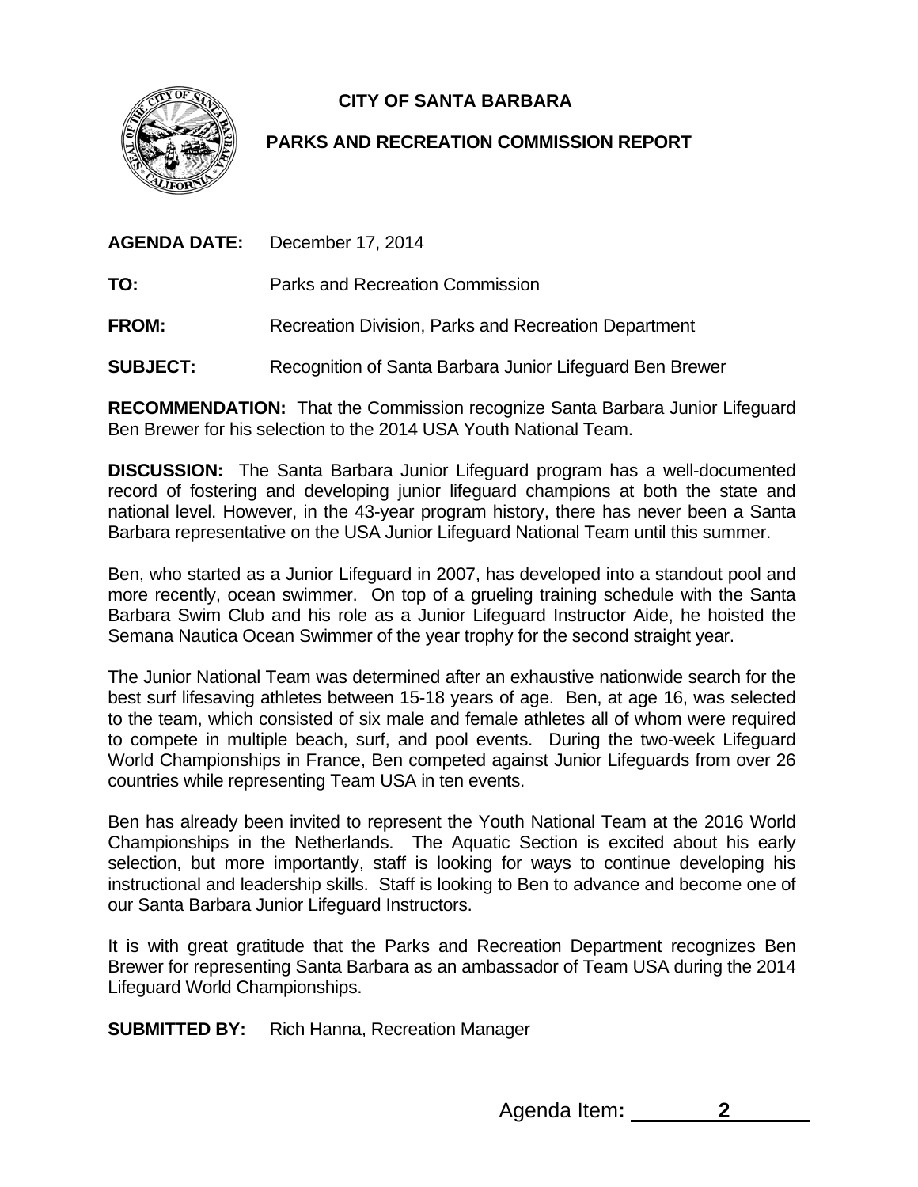**CITY OF SANTA BARBARA**

**PARKS AND RECREATION COMMISSION REPORT**

**AGENDA DATE:** December 17, 2014

**TO:** Parks and Recreation Commission

**FROM:** Recreation Division, Parks and Recreation Department

**SUBJECT:** Recognition of Santa Barbara Junior Lifeguard Ben Brewer

**RECOMMENDATION:** That the Commission recognize Santa Barbara Junior Lifeguard Ben Brewer for his selection to the 2014 USA Youth National Team.

**DISCUSSION:** The Santa Barbara Junior Lifeguard program has a well-documented record of fostering and developing junior lifeguard champions at both the state and national level. However, in the 43-year program history, there has never been a Santa Barbara representative on the USA Junior Lifeguard National Team until this summer.

Ben, who started as a Junior Lifeguard in 2007, has developed into a standout pool and more recently, ocean swimmer. On top of a grueling training schedule with the Santa Barbara Swim Club and his role as a Junior Lifeguard Instructor Aide, he hoisted the Semana Nautica Ocean Swimmer of the year trophy for the second straight year.

The Junior National Team was determined after an exhaustive nationwide search for the best surf lifesaving athletes between 15-18 years of age. Ben, at age 16, was selected to the team, which consisted of six male and female athletes all of whom were required to compete in multiple beach, surf, and pool events. During the two-week Lifeguard World Championships in France, Ben competed against Junior Lifeguards from over 26 countries while representing Team USA in ten events.

Ben has already been invited to represent the Youth National Team at the 2016 World Championships in the Netherlands. The Aquatic Section is excited about his early selection, but more importantly, staff is looking for ways to continue developing his instructional and leadership skills. Staff is looking to Ben to advance and become one of our Santa Barbara Junior Lifeguard Instructors.

It is with great gratitude that the Parks and Recreation Department recognizes Ben Brewer for representing Santa Barbara as an ambassador of Team USA during the 2014 Lifeguard World Championships.

**SUBMITTED BY:** Rich Hanna, Recreation Manager

Agenda Item**:** 2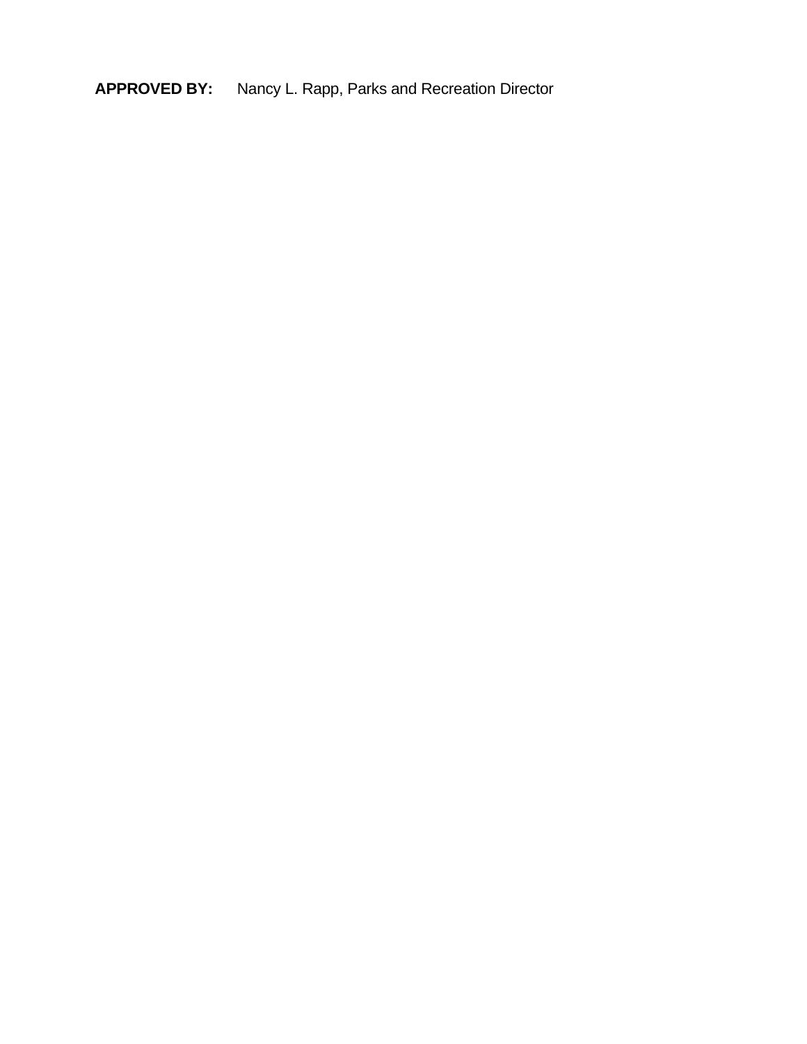**APPROVED BY:** Nancy L. Rapp, Parks and Recreation Director